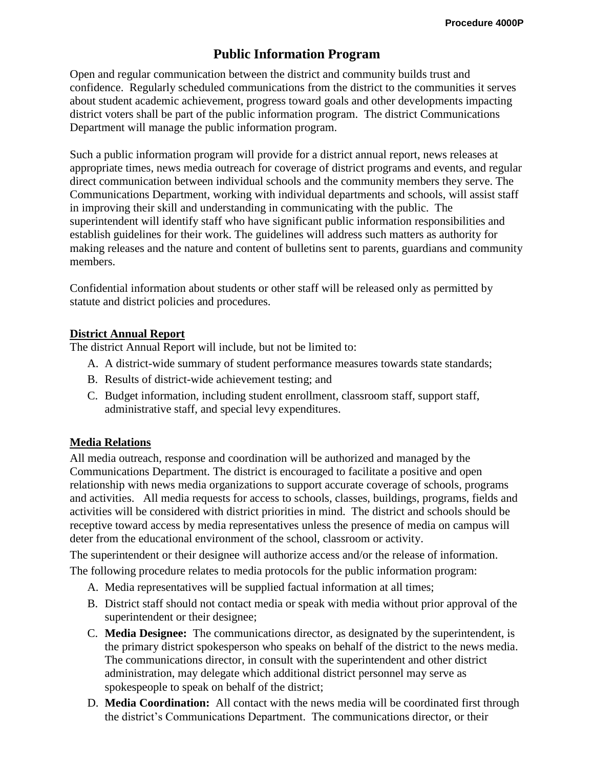Procedure 4000P

# Public Information Program

Open and regular communication between the district and community builds trust and confidence. Regularly scheduled communications from the district to the communities it serves about student academic achievement, progress toward goals and other developments impacting district voters shall be part of the public information program. The district Communications Department will manage the public information program.

Such a public information program will provide for a district annual report, news releases at appropriate times, news media outreach for coverage of district programs and events, and regular direct communication between individual schools and the community members they serve. The Communications Department, working with individual departments and schools, will assist staff in improving their skill and understanding in communicating with the public. The superintendent will identify staff who have significant public information responsibilities and establish guidelines for their work. The guidelines will address such matters as authority for making releases and the nature and content of bulletins sent to parents, guardians and community members.

Confidential information about students or other staff will be released only as permitted by statute and district policies and procedures.

## District Annual Report

The district Annual Report will include, but not be limited to:

A. A district-wide summary of student performance measures towards state standards;
B. Results of district-wide achievement testing; and
C. Budget information, including student enrollment, classroom staff, support staff, administrative staff, and special levy expenditures.

## Media Relations

All media outreach, response and coordination will be authorized and managed by the Communications Department. The district is encouraged to facilitate a positive and open relationship with news media organizations to support accurate coverage of schools, programs and activities. All media requests for access to schools, classes, buildings, programs, fields and activities will be considered with district priorities in mind. The district and schools should be receptive toward access by media representatives unless the presence of media on campus will deter from the educational environment of the school, classroom or activity.

The superintendent or their designee will authorize access and/or the release of information.

The following procedure relates to media protocols for the public information program:

A. Media representatives will be supplied factual information at all times;
B. District staff should not contact media or speak with media without prior approval of the superintendent or their designee;
C. **Media Designee:** The communications director, as designated by the superintendent, is the primary district spokesperson who speaks on behalf of the district to the news media. The communications director, in consult with the superintendent and other district administration, may delegate which additional district personnel may serve as spokespeople to speak on behalf of the district;
D. **Media Coordination:** All contact with the news media will be coordinated first through the district's Communications Department. The communications director, or their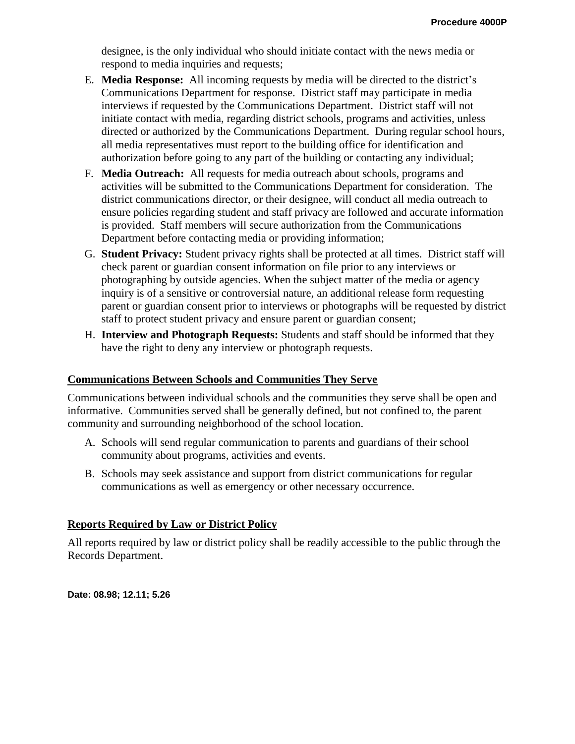designee, is the only individual who should initiate contact with the news media or respond to media inquiries and requests;

E. **Media Response:** All incoming requests by media will be directed to the district's Communications Department for response. District staff may participate in media interviews if requested by the Communications Department. District staff will not initiate contact with media, regarding district schools, programs and activities, unless directed or authorized by the Communications Department. During regular school hours, all media representatives must report to the building office for identification and authorization before going to any part of the building or contacting any individual;

F. **Media Outreach:** All requests for media outreach about schools, programs and activities will be submitted to the Communications Department for consideration. The district communications director, or their designee, will conduct all media outreach to ensure policies regarding student and staff privacy are followed and accurate information is provided. Staff members will secure authorization from the Communications Department before contacting media or providing information;

G. **Student Privacy:** Student privacy rights shall be protected at all times. District staff will check parent or guardian consent information on file prior to any interviews or photographing by outside agencies. When the subject matter of the media or agency inquiry is of a sensitive or controversial nature, an additional release form requesting parent or guardian consent prior to interviews or photographs will be requested by district staff to protect student privacy and ensure parent or guardian consent;

H. **Interview and Photograph Requests:** Students and staff should be informed that they have the right to deny any interview or photograph requests.

## Communications Between Schools and Communities They Serve

Communications between individual schools and the communities they serve shall be open and informative. Communities served shall be generally defined, but not confined to, the parent community and surrounding neighborhood of the school location.

A. Schools will send regular communication to parents and guardians of their school community about programs, activities and events.

B. Schools may seek assistance and support from district communications for regular communications as well as emergency or other necessary occurrence.

## Reports Required by Law or District Policy

All reports required by law or district policy shall be readily accessible to the public through the Records Department.

**Date: 08.98; 12.11; 5.26**